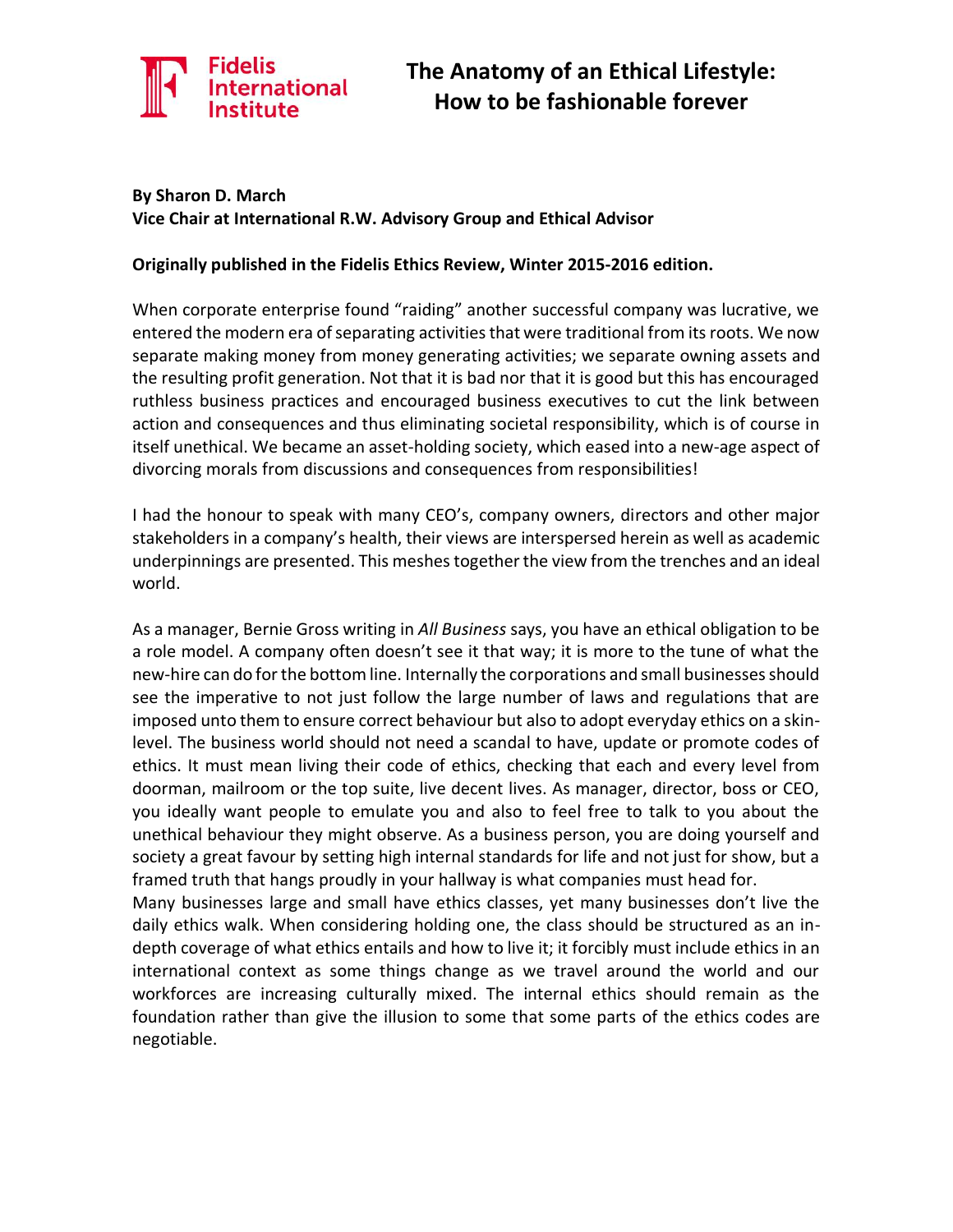# The Anatomy of an Ethical Lifestyle: How to be fashionable forever

**By Sharon D. March**
**Vice Chair at International R.W. Advisory Group and Ethical Advisor**

**Originally published in the Fidelis Ethics Review, Winter 2015-2016 edition.**

When corporate enterprise found "raiding" another successful company was lucrative, we entered the modern era of separating activities that were traditional from its roots. We now separate making money from money generating activities; we separate owning assets and the resulting profit generation. Not that it is bad nor that it is good but this has encouraged ruthless business practices and encouraged business executives to cut the link between action and consequences and thus eliminating societal responsibility, which is of course in itself unethical. We became an asset-holding society, which eased into a new-age aspect of divorcing morals from discussions and consequences from responsibilities!

I had the honour to speak with many CEO's, company owners, directors and other major stakeholders in a company's health, their views are interspersed herein as well as academic underpinnings are presented. This meshes together the view from the trenches and an ideal world.

As a manager, Bernie Gross writing in *All Business* says, you have an ethical obligation to be a role model. A company often doesn't see it that way; it is more to the tune of what the new-hire can do for the bottom line. Internally the corporations and small businesses should see the imperative to not just follow the large number of laws and regulations that are imposed unto them to ensure correct behaviour but also to adopt everyday ethics on a skin-level. The business world should not need a scandal to have, update or promote codes of ethics. It must mean living their code of ethics, checking that each and every level from doorman, mailroom or the top suite, live decent lives. As manager, director, boss or CEO, you ideally want people to emulate you and also to feel free to talk to you about the unethical behaviour they might observe. As a business person, you are doing yourself and society a great favour by setting high internal standards for life and not just for show, but a framed truth that hangs proudly in your hallway is what companies must head for.

Many businesses large and small have ethics classes, yet many businesses don't live the daily ethics walk. When considering holding one, the class should be structured as an in-depth coverage of what ethics entails and how to live it; it forcibly must include ethics in an international context as some things change as we travel around the world and our workforces are increasing culturally mixed. The internal ethics should remain as the foundation rather than give the illusion to some that some parts of the ethics codes are negotiable.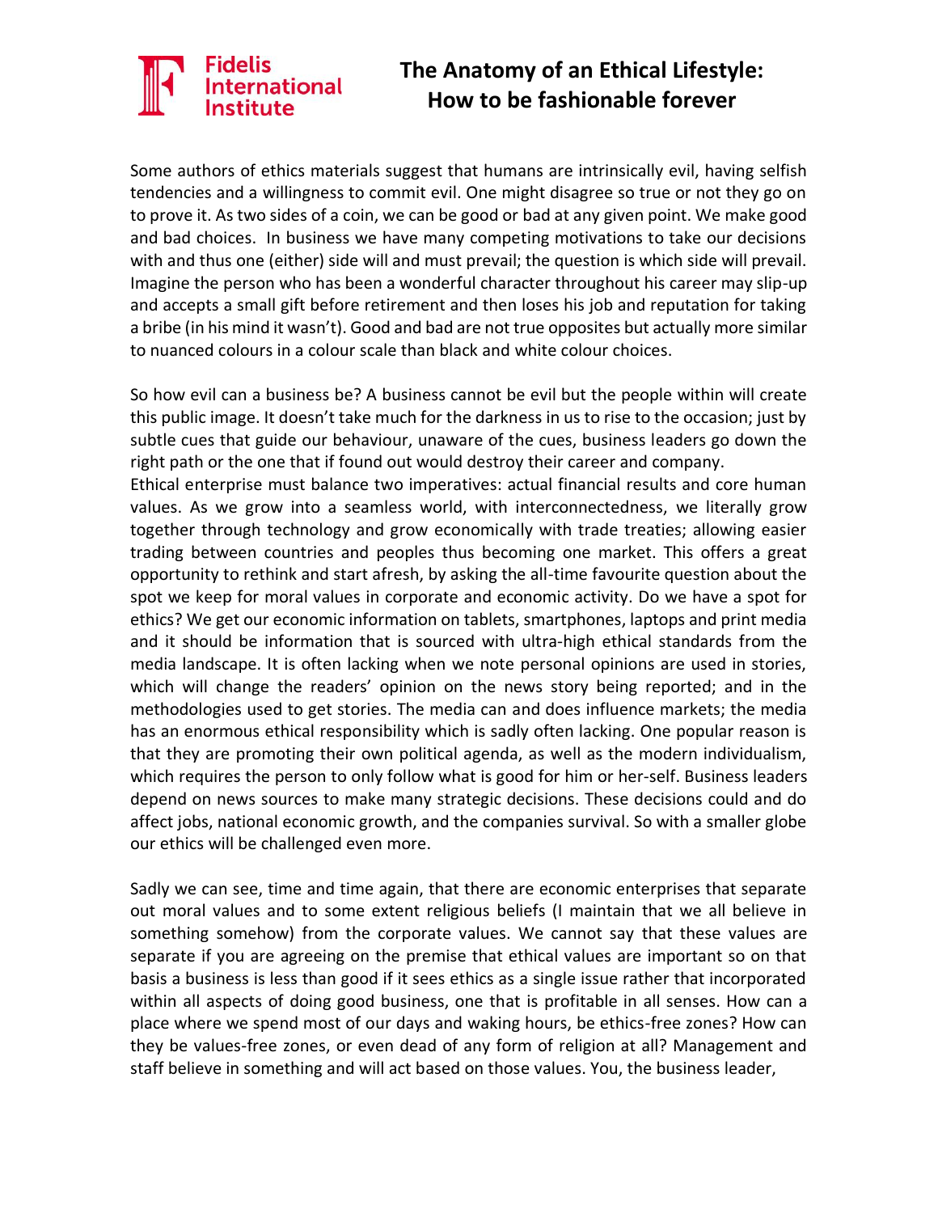Some authors of ethics materials suggest that humans are intrinsically evil, having selfish tendencies and a willingness to commit evil. One might disagree so true or not they go on to prove it. As two sides of a coin, we can be good or bad at any given point. We make good and bad choices. In business we have many competing motivations to take our decisions with and thus one (either) side will and must prevail; the question is which side will prevail. Imagine the person who has been a wonderful character throughout his career may slip-up and accepts a small gift before retirement and then loses his job and reputation for taking a bribe (in his mind it wasn't). Good and bad are not true opposites but actually more similar to nuanced colours in a colour scale than black and white colour choices.

So how evil can a business be? A business cannot be evil but the people within will create this public image. It doesn't take much for the darkness in us to rise to the occasion; just by subtle cues that guide our behaviour, unaware of the cues, business leaders go down the right path or the one that if found out would destroy their career and company.

Ethical enterprise must balance two imperatives: actual financial results and core human values. As we grow into a seamless world, with interconnectedness, we literally grow together through technology and grow economically with trade treaties; allowing easier trading between countries and peoples thus becoming one market. This offers a great opportunity to rethink and start afresh, by asking the all-time favourite question about the spot we keep for moral values in corporate and economic activity. Do we have a spot for ethics? We get our economic information on tablets, smartphones, laptops and print media and it should be information that is sourced with ultra-high ethical standards from the media landscape. It is often lacking when we note personal opinions are used in stories, which will change the readers' opinion on the news story being reported; and in the methodologies used to get stories. The media can and does influence markets; the media has an enormous ethical responsibility which is sadly often lacking. One popular reason is that they are promoting their own political agenda, as well as the modern individualism, which requires the person to only follow what is good for him or her-self. Business leaders depend on news sources to make many strategic decisions. These decisions could and do affect jobs, national economic growth, and the companies survival. So with a smaller globe our ethics will be challenged even more.

Sadly we can see, time and time again, that there are economic enterprises that separate out moral values and to some extent religious beliefs (I maintain that we all believe in something somehow) from the corporate values. We cannot say that these values are separate if you are agreeing on the premise that ethical values are important so on that basis a business is less than good if it sees ethics as a single issue rather that incorporated within all aspects of doing good business, one that is profitable in all senses. How can a place where we spend most of our days and waking hours, be ethics-free zones? How can they be values-free zones, or even dead of any form of religion at all? Management and staff believe in something and will act based on those values. You, the business leader,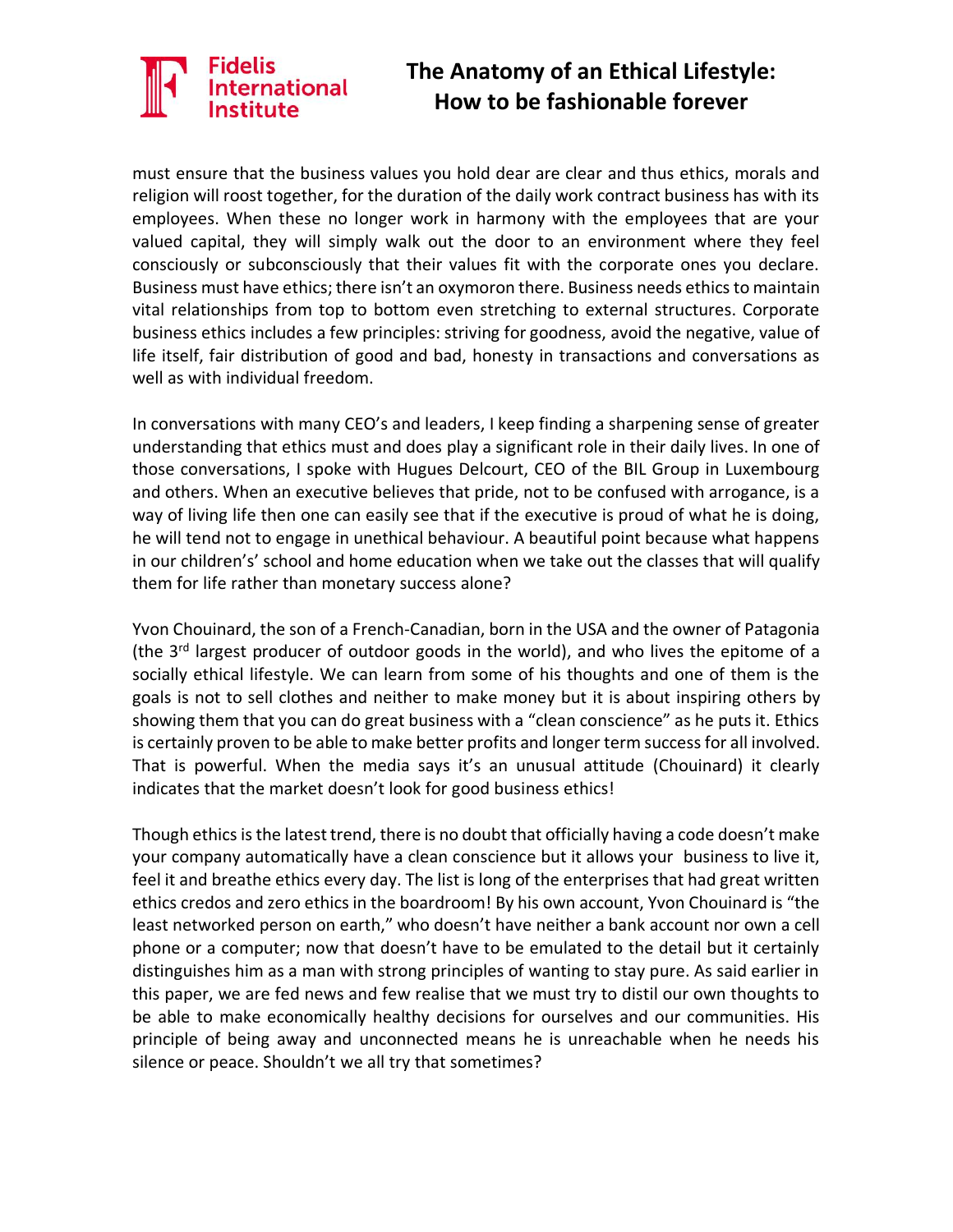must ensure that the business values you hold dear are clear and thus ethics, morals and religion will roost together, for the duration of the daily work contract business has with its employees. When these no longer work in harmony with the employees that are your valued capital, they will simply walk out the door to an environment where they feel consciously or subconsciously that their values fit with the corporate ones you declare. Business must have ethics; there isn't an oxymoron there. Business needs ethics to maintain vital relationships from top to bottom even stretching to external structures. Corporate business ethics includes a few principles: striving for goodness, avoid the negative, value of life itself, fair distribution of good and bad, honesty in transactions and conversations as well as with individual freedom.

In conversations with many CEO's and leaders, I keep finding a sharpening sense of greater understanding that ethics must and does play a significant role in their daily lives. In one of those conversations, I spoke with Hugues Delcourt, CEO of the BIL Group in Luxembourg and others. When an executive believes that pride, not to be confused with arrogance, is a way of living life then one can easily see that if the executive is proud of what he is doing, he will tend not to engage in unethical behaviour. A beautiful point because what happens in our children's' school and home education when we take out the classes that will qualify them for life rather than monetary success alone?

Yvon Chouinard, the son of a French-Canadian, born in the USA and the owner of Patagonia (the 3rd largest producer of outdoor goods in the world), and who lives the epitome of a socially ethical lifestyle. We can learn from some of his thoughts and one of them is the goals is not to sell clothes and neither to make money but it is about inspiring others by showing them that you can do great business with a "clean conscience" as he puts it. Ethics is certainly proven to be able to make better profits and longer term success for all involved. That is powerful. When the media says it's an unusual attitude (Chouinard) it clearly indicates that the market doesn't look for good business ethics!

Though ethics is the latest trend, there is no doubt that officially having a code doesn't make your company automatically have a clean conscience but it allows your business to live it, feel it and breathe ethics every day. The list is long of the enterprises that had great written ethics credos and zero ethics in the boardroom! By his own account, Yvon Chouinard is "the least networked person on earth," who doesn't have neither a bank account nor own a cell phone or a computer; now that doesn't have to be emulated to the detail but it certainly distinguishes him as a man with strong principles of wanting to stay pure. As said earlier in this paper, we are fed news and few realise that we must try to distil our own thoughts to be able to make economically healthy decisions for ourselves and our communities. His principle of being away and unconnected means he is unreachable when he needs his silence or peace. Shouldn't we all try that sometimes?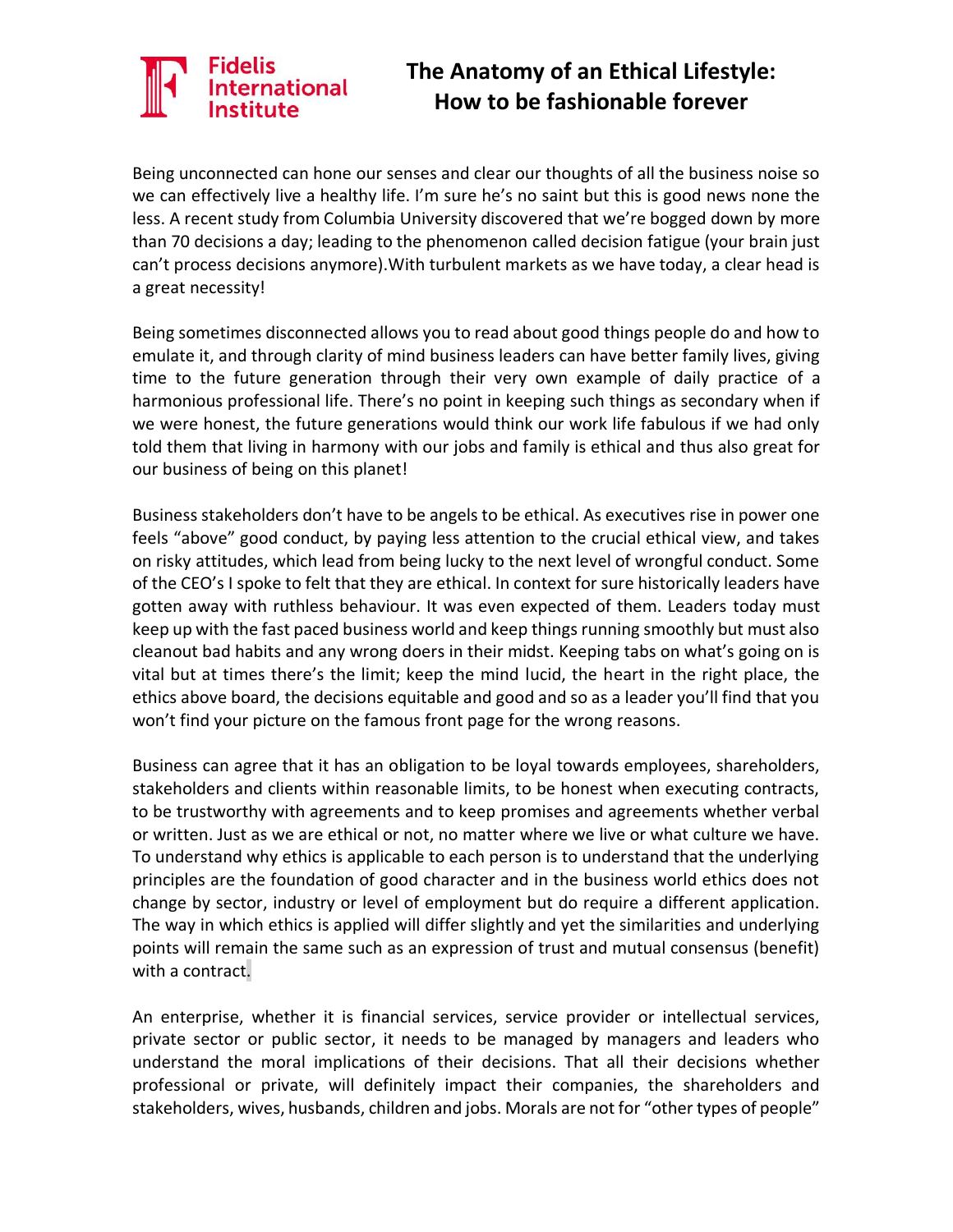Being unconnected can hone our senses and clear our thoughts of all the business noise so we can effectively live a healthy life. I'm sure he's no saint but this is good news none the less. A recent study from Columbia University discovered that we're bogged down by more than 70 decisions a day; leading to the phenomenon called decision fatigue (your brain just can't process decisions anymore).With turbulent markets as we have today, a clear head is a great necessity!

Being sometimes disconnected allows you to read about good things people do and how to emulate it, and through clarity of mind business leaders can have better family lives, giving time to the future generation through their very own example of daily practice of a harmonious professional life. There's no point in keeping such things as secondary when if we were honest, the future generations would think our work life fabulous if we had only told them that living in harmony with our jobs and family is ethical and thus also great for our business of being on this planet!

Business stakeholders don't have to be angels to be ethical. As executives rise in power one feels "above" good conduct, by paying less attention to the crucial ethical view, and takes on risky attitudes, which lead from being lucky to the next level of wrongful conduct. Some of the CEO's I spoke to felt that they are ethical. In context for sure historically leaders have gotten away with ruthless behaviour. It was even expected of them. Leaders today must keep up with the fast paced business world and keep things running smoothly but must also cleanout bad habits and any wrong doers in their midst. Keeping tabs on what's going on is vital but at times there's the limit; keep the mind lucid, the heart in the right place, the ethics above board, the decisions equitable and good and so as a leader you'll find that you won't find your picture on the famous front page for the wrong reasons.

Business can agree that it has an obligation to be loyal towards employees, shareholders, stakeholders and clients within reasonable limits, to be honest when executing contracts, to be trustworthy with agreements and to keep promises and agreements whether verbal or written. Just as we are ethical or not, no matter where we live or what culture we have. To understand why ethics is applicable to each person is to understand that the underlying principles are the foundation of good character and in the business world ethics does not change by sector, industry or level of employment but do require a different application. The way in which ethics is applied will differ slightly and yet the similarities and underlying points will remain the same such as an expression of trust and mutual consensus (benefit) with a contract.

An enterprise, whether it is financial services, service provider or intellectual services, private sector or public sector, it needs to be managed by managers and leaders who understand the moral implications of their decisions. That all their decisions whether professional or private, will definitely impact their companies, the shareholders and stakeholders, wives, husbands, children and jobs. Morals are not for "other types of people"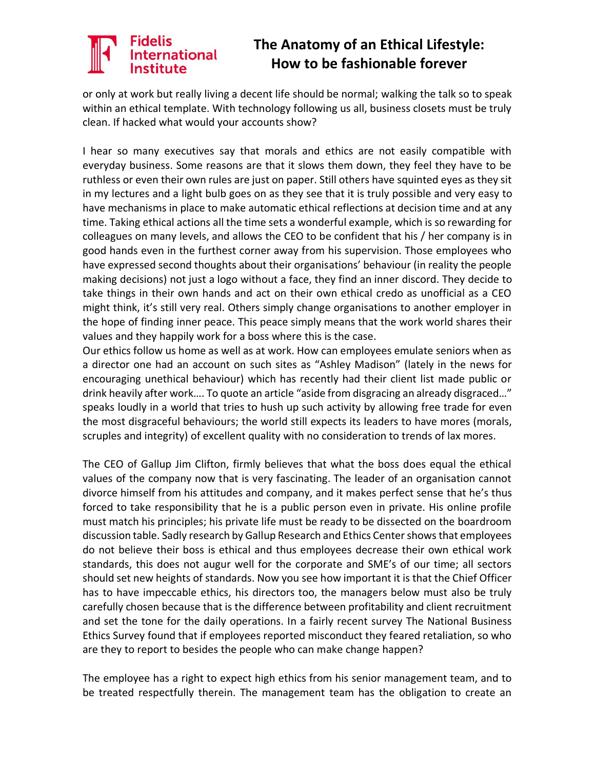or only at work but really living a decent life should be normal; walking the talk so to speak within an ethical template. With technology following us all, business closets must be truly clean. If hacked what would your accounts show?

I hear so many executives say that morals and ethics are not easily compatible with everyday business. Some reasons are that it slows them down, they feel they have to be ruthless or even their own rules are just on paper. Still others have squinted eyes as they sit in my lectures and a light bulb goes on as they see that it is truly possible and very easy to have mechanisms in place to make automatic ethical reflections at decision time and at any time. Taking ethical actions all the time sets a wonderful example, which is so rewarding for colleagues on many levels, and allows the CEO to be confident that his / her company is in good hands even in the furthest corner away from his supervision. Those employees who have expressed second thoughts about their organisations' behaviour (in reality the people making decisions) not just a logo without a face, they find an inner discord. They decide to take things in their own hands and act on their own ethical credo as unofficial as a CEO might think, it's still very real. Others simply change organisations to another employer in the hope of finding inner peace. This peace simply means that the work world shares their values and they happily work for a boss where this is the case.
Our ethics follow us home as well as at work. How can employees emulate seniors when as a director one had an account on such sites as "Ashley Madison" (lately in the news for encouraging unethical behaviour) which has recently had their client list made public or drink heavily after work…. To quote an article "aside from disgracing an already disgraced…" speaks loudly in a world that tries to hush up such activity by allowing free trade for even the most disgraceful behaviours; the world still expects its leaders to have mores (morals, scruples and integrity) of excellent quality with no consideration to trends of lax mores.

The CEO of Gallup Jim Clifton, firmly believes that what the boss does equal the ethical values of the company now that is very fascinating. The leader of an organisation cannot divorce himself from his attitudes and company, and it makes perfect sense that he's thus forced to take responsibility that he is a public person even in private. His online profile must match his principles; his private life must be ready to be dissected on the boardroom discussion table. Sadly research by Gallup Research and Ethics Center shows that employees do not believe their boss is ethical and thus employees decrease their own ethical work standards, this does not augur well for the corporate and SME's of our time; all sectors should set new heights of standards. Now you see how important it is that the Chief Officer has to have impeccable ethics, his directors too, the managers below must also be truly carefully chosen because that is the difference between profitability and client recruitment and set the tone for the daily operations. In a fairly recent survey The National Business Ethics Survey found that if employees reported misconduct they feared retaliation, so who are they to report to besides the people who can make change happen?

The employee has a right to expect high ethics from his senior management team, and to be treated respectfully therein. The management team has the obligation to create an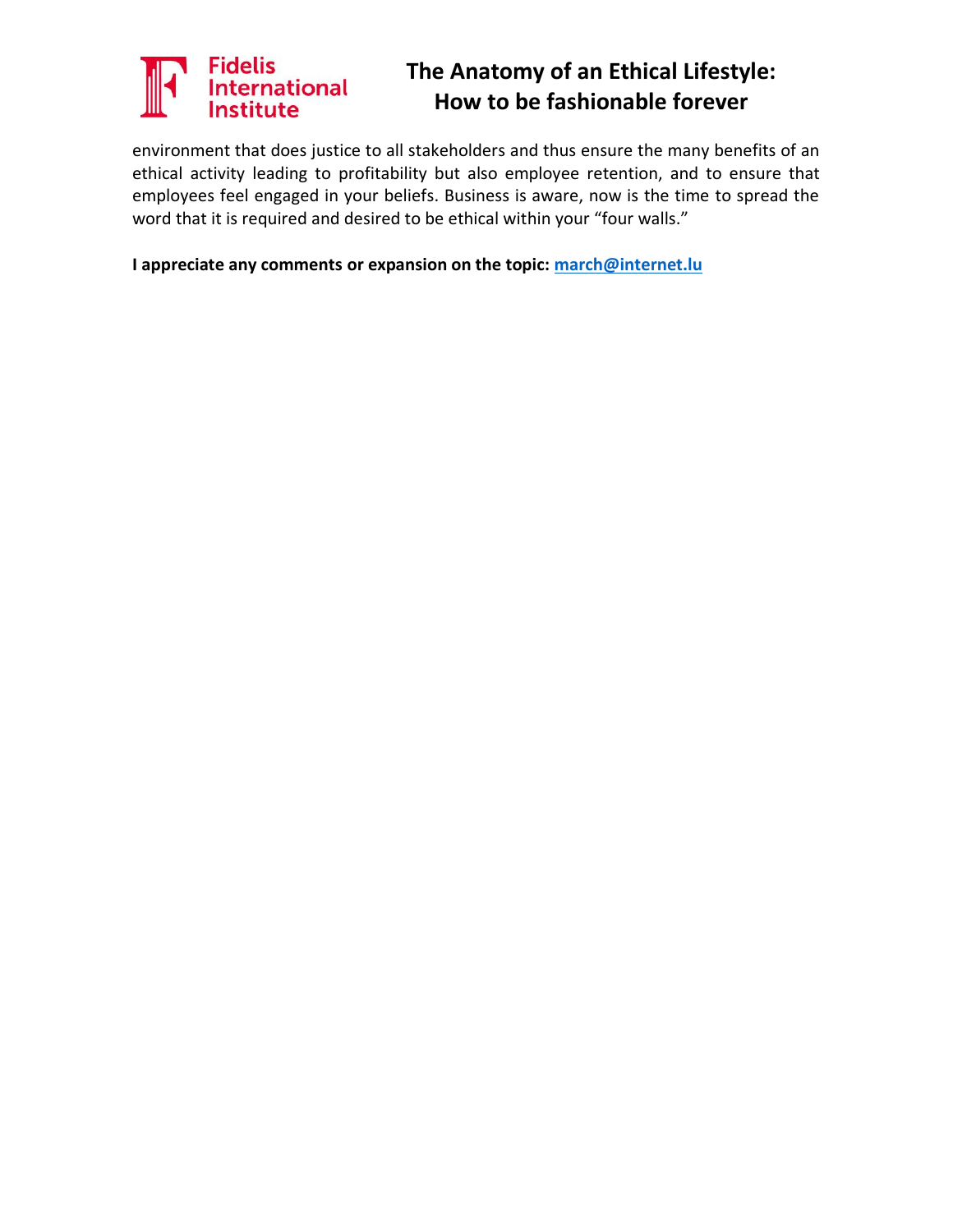environment that does justice to all stakeholders and thus ensure the many benefits of an ethical activity leading to profitability but also employee retention, and to ensure that employees feel engaged in your beliefs. Business is aware, now is the time to spread the word that it is required and desired to be ethical within your "four walls."

**I appreciate any comments or expansion on the topic: march@internet.lu**